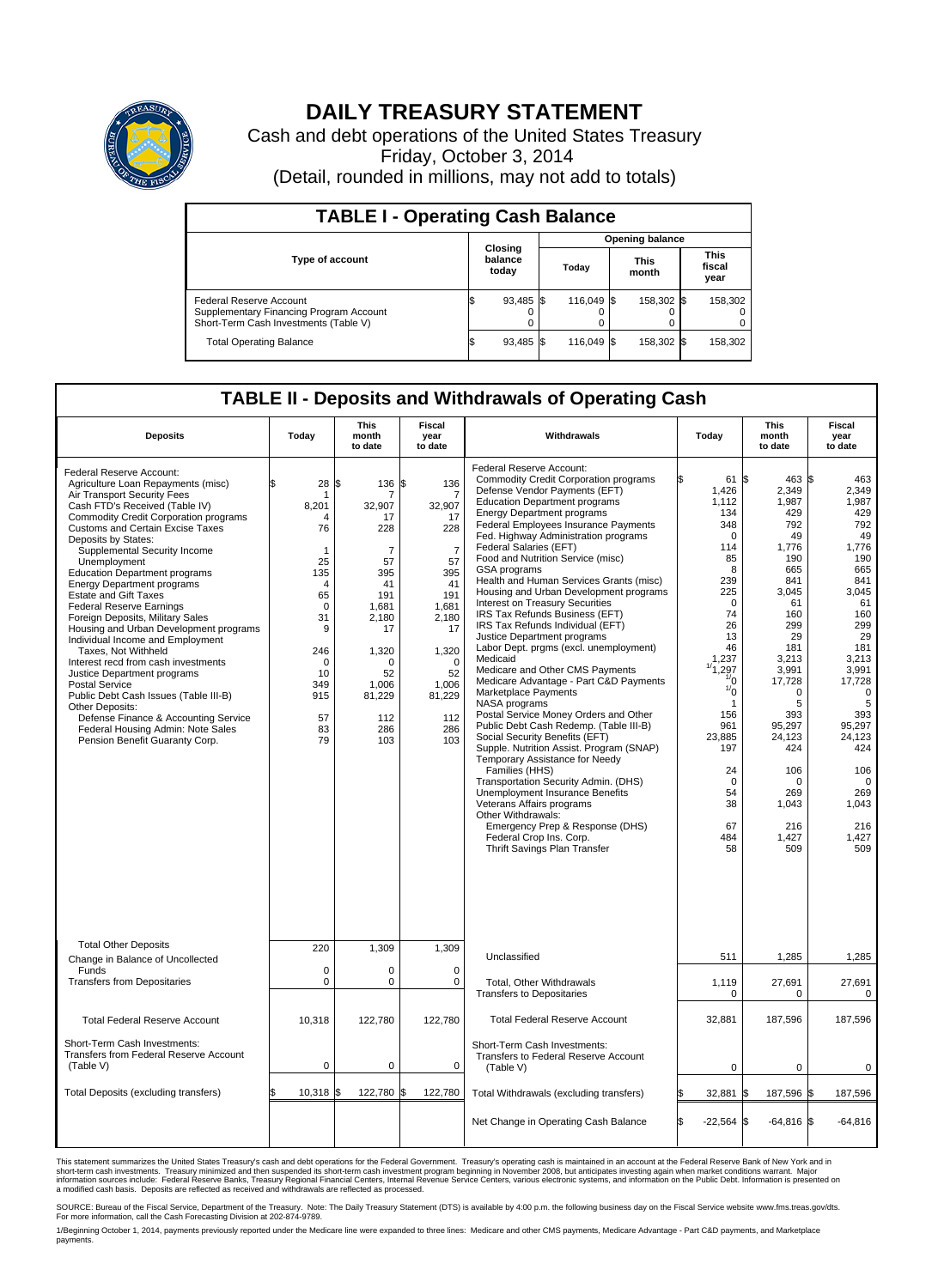# DAILY TREASURY STATEMENT

Cash and debt operations of the United States Treasury

Friday, October 3, 2014

(Detail, rounded in millions, may not add to totals)

## TABLE I - Operating Cash Balance

| Type of account | Closing balance today | Opening balance Today | Opening balance This month | Opening balance This fiscal year |
|---|---|---|---|---|
| Federal Reserve Account | $ 93,485 | $ 116,049 | $ 158,302 | $ 158,302 |
| Supplementary Financing Program Account | 0 | 0 | 0 | 0 |
| Short-Term Cash Investments (Table V) | 0 | 0 | 0 | 0 |
| Total Operating Balance | $ 93,485 | $ 116,049 | $ 158,302 | $ 158,302 |

## TABLE II - Deposits and Withdrawals of Operating Cash

| Deposits | Today | This month to date | Fiscal year to date |
|---|---|---|---|
| Federal Reserve Account: | | | |
| Agriculture Loan Repayments (misc) | $ 28 | $ 136 | $ 136 |
| Air Transport Security Fees | 1 | 7 | 7 |
| Cash FTD's Received (Table IV) | 8,201 | 32,907 | 32,907 |
| Commodity Credit Corporation programs | 4 | 17 | 17 |
| Customs and Certain Excise Taxes | 76 | 228 | 228 |
| Deposits by States: | | | |
| Supplemental Security Income | 1 | 7 | 7 |
| Unemployment | 25 | 57 | 57 |
| Education Department programs | 135 | 395 | 395 |
| Energy Department programs | 4 | 41 | 41 |
| Estate and Gift Taxes | 65 | 191 | 191 |
| Federal Reserve Earnings | 0 | 1,681 | 1,681 |
| Foreign Deposits, Military Sales | 31 | 2,180 | 2,180 |
| Housing and Urban Development programs | 9 | 17 | 17 |
| Individual Income and Employment Taxes, Not Withheld | 246 | 1,320 | 1,320 |
| Interest recd from cash investments | 0 | 0 | 0 |
| Justice Department programs | 10 | 52 | 52 |
| Postal Service | 349 | 1,006 | 1,006 |
| Public Debt Cash Issues (Table III-B) | 915 | 81,229 | 81,229 |
| Other Deposits: | | | |
| Defense Finance & Accounting Service | 57 | 112 | 112 |
| Federal Housing Admin: Note Sales | 83 | 286 | 286 |
| Pension Benefit Guaranty Corp. | 79 | 103 | 103 |
| Total Other Deposits | 220 | 1,309 | 1,309 |
| Change in Balance of Uncollected Funds | 0 | 0 | 0 |
| Transfers from Depositaries | 0 | 0 | 0 |
| Total Federal Reserve Account | 10,318 | 122,780 | 122,780 |
| Short-Term Cash Investments: Transfers from Federal Reserve Account (Table V) | 0 | 0 | 0 |
| Total Deposits (excluding transfers) | $ 10,318 | $ 122,780 | $ 122,780 |

| Withdrawals | Today | This month to date | Fiscal year to date |
|---|---|---|---|
| Federal Reserve Account: | | | |
| Commodity Credit Corporation programs | $ 61 | $ 463 | $ 463 |
| Defense Vendor Payments (EFT) | 1,426 | 2,349 | 2,349 |
| Education Department programs | 1,112 | 1,987 | 1,987 |
| Energy Department programs | 134 | 429 | 429 |
| Federal Employees Insurance Payments | 348 | 792 | 792 |
| Fed. Highway Administration programs | 0 | 49 | 49 |
| Federal Salaries (EFT) | 114 | 1,776 | 1,776 |
| Food and Nutrition Service (misc) | 85 | 190 | 190 |
| GSA programs | 8 | 665 | 665 |
| Health and Human Services Grants (misc) | 239 | 841 | 841 |
| Housing and Urban Development programs | 225 | 3,045 | 3,045 |
| Interest on Treasury Securities | 0 | 61 | 61 |
| IRS Tax Refunds Business (EFT) | 74 | 160 | 160 |
| IRS Tax Refunds Individual (EFT) | 26 | 299 | 299 |
| Justice Department programs | 13 | 29 | 29 |
| Labor Dept. prgms (excl. unemployment) | 46 | 181 | 181 |
| Medicaid | 1,237 | 3,213 | 3,213 |
| Medicare and Other CMS Payments | [1] 1,297 | 3,991 | 3,991 |
| Medicare Advantage - Part C&D Payments | [1] 0 | 17,728 | 17,728 |
| Marketplace Payments | [1] 0 | 0 | 0 |
| NASA programs | 1 | 5 | 5 |
| Postal Service Money Orders and Other | 156 | 393 | 393 |
| Public Debt Cash Redemp. (Table III-B) | 961 | 95,297 | 95,297 |
| Social Security Benefits (EFT) | 23,885 | 24,123 | 24,123 |
| Supple. Nutrition Assist. Program (SNAP) | 197 | 424 | 424 |
| Temporary Assistance for Needy Families (HHS) | 24 | 106 | 106 |
| Transportation Security Admin. (DHS) | 0 | 0 | 0 |
| Unemployment Insurance Benefits | 54 | 269 | 269 |
| Veterans Affairs programs | 38 | 1,043 | 1,043 |
| Other Withdrawals: | | | |
| Emergency Prep & Response (DHS) | 67 | 216 | 216 |
| Federal Crop Ins. Corp. | 484 | 1,427 | 1,427 |
| Thrift Savings Plan Transfer | 58 | 509 | 509 |
| Unclassified | 511 | 1,285 | 1,285 |
| Total, Other Withdrawals | 1,119 | 27,691 | 27,691 |
| Transfers to Depositaries | 0 | 0 | 0 |
| Total Federal Reserve Account | 32,881 | 187,596 | 187,596 |
| Short-Term Cash Investments: Transfers to Federal Reserve Account (Table V) | 0 | 0 | 0 |
| Total Withdrawals (excluding transfers) | $ 32,881 | $ 187,596 | $ 187,596 |
| Net Change in Operating Cash Balance | $ -22,564 | $ -64,816 | $ -64,816 |

This statement summarizes the United States Treasury's cash and debt operations for the Federal Government. Treasury's operating cash is maintained in an account at the Federal Reserve Bank of New York and in short-term cash investments. Treasury minimized and then suspended its short-term cash investment program beginning in November 2008, but anticipates investing again when market conditions warrant. Major information sources include: Federal Reserve Banks, Treasury Regional Financial Centers, Internal Revenue Service Centers, various electronic systems, and information on the Public Debt. Information is presented on a modified cash basis. Deposits are reflected as received and withdrawals are reflected as processed.

SOURCE: Bureau of the Fiscal Service, Department of the Treasury. Note: The Daily Treasury Statement (DTS) is available by 4:00 p.m. the following business day on the Fiscal Service website www.fms.treas.gov/dts. For more information, call the Cash Forecasting Division at 202-874-9789.

1/Beginning October 1, 2014, payments previously reported under the Medicare line were expanded to three lines: Medicare and other CMS payments, Medicare Advantage - Part C&D payments, and Marketplace payments.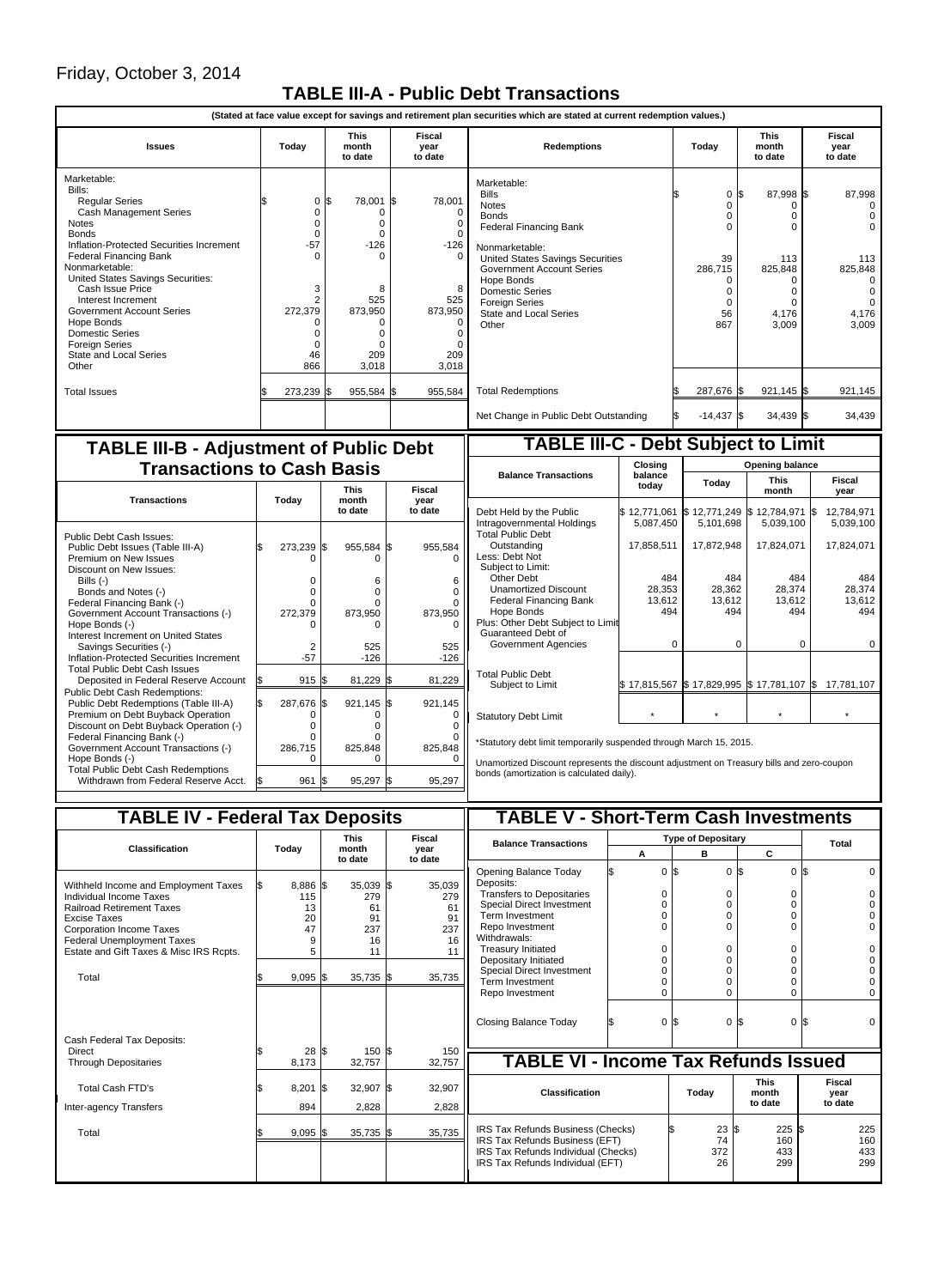Friday, October 3, 2014

# TABLE III-A - Public Debt Transactions

(Stated at face value except for savings and retirement plan securities which are stated at current redemption values.)

| Issues | Today | This month to date | Fiscal year to date |
|---|---|---|---|
| Marketable: | | | |
| Bills: | | | |
| Regular Series | $ 0 | $ 78,001 | $ 78,001 |
| Cash Management Series | 0 | 0 | 0 |
| Notes | 0 | 0 | 0 |
| Bonds | 0 | 0 | 0 |
| Inflation-Protected Securities Increment | -57 | -126 | -126 |
| Federal Financing Bank | 0 | 0 | 0 |
| Nonmarketable: | | | |
| United States Savings Securities: | | | |
| Cash Issue Price | 3 | 8 | 8 |
| Interest Increment | 2 | 525 | 525 |
| Government Account Series | 272,379 | 873,950 | 873,950 |
| Hope Bonds | 0 | 0 | 0 |
| Domestic Series | 0 | 0 | 0 |
| Foreign Series | 0 | 0 | 0 |
| State and Local Series | 46 | 209 | 209 |
| Other | 866 | 3,018 | 3,018 |
| Total Issues | $ 273,239 | $ 955,584 | $ 955,584 |

| Redemptions | Today | This month to date | Fiscal year to date |
|---|---|---|---|
| Marketable: | | | |
| Bills | $ 0 | $ 87,998 | $ 87,998 |
| Notes | 0 | 0 | 0 |
| Bonds | 0 | 0 | 0 |
| Federal Financing Bank | 0 | 0 | 0 |
| Nonmarketable: | | | |
| United States Savings Securities | 39 | 113 | 113 |
| Government Account Series | 286,715 | 825,848 | 825,848 |
| Hope Bonds | 0 | 0 | 0 |
| Domestic Series | 0 | 0 | 0 |
| Foreign Series | 0 | 0 | 0 |
| State and Local Series | 56 | 4,176 | 4,176 |
| Other | 867 | 3,009 | 3,009 |
| Total Redemptions | $ 287,676 | $ 921,145 | $ 921,145 |
| Net Change in Public Debt Outstanding | $ -14,437 | $ 34,439 | $ 34,439 |

# TABLE III-B - Adjustment of Public Debt Transactions to Cash Basis

| Transactions | Today | This month to date | Fiscal year to date |
|---|---|---|---|
| Public Debt Cash Issues: | | | |
| Public Debt Issues (Table III-A) | $ 273,239 | $ 955,584 | $ 955,584 |
| Premium on New Issues | 0 | 0 | 0 |
| Discount on New Issues: | | | |
| Bills (-) | 0 | 6 | 6 |
| Bonds and Notes (-) | 0 | 0 | 0 |
| Federal Financing Bank (-) | 0 | 0 | 0 |
| Government Account Transactions (-) | 272,379 | 873,950 | 873,950 |
| Hope Bonds (-) | 0 | 0 | 0 |
| Interest Increment on United States Savings Securities (-) | 2 | 525 | 525 |
| Inflation-Protected Securities Increment | -57 | -126 | -126 |
| Total Public Debt Cash Issues Deposited in Federal Reserve Account | $ 915 | $ 81,229 | $ 81,229 |
| Public Debt Cash Redemptions: | | | |
| Public Debt Redemptions (Table III-A) | $ 287,676 | $ 921,145 | $ 921,145 |
| Premium on Debt Buyback Operation | 0 | 0 | 0 |
| Discount on Debt Buyback Operation (-) | 0 | 0 | 0 |
| Federal Financing Bank (-) | 0 | 0 | 0 |
| Government Account Transactions (-) | 286,715 | 825,848 | 825,848 |
| Hope Bonds (-) | 0 | 0 | 0 |
| Total Public Debt Cash Redemptions Withdrawn from Federal Reserve Acct. | $ 961 | $ 95,297 | $ 95,297 |

# TABLE III-C - Debt Subject to Limit

| Balance Transactions | Closing balance today | Opening balance Today | Opening balance This month | Opening balance Fiscal year |
|---|---|---|---|---|
| Debt Held by the Public | $ 12,771,061 | $ 12,771,249 | $ 12,784,971 | $ 12,784,971 |
| Intragovernmental Holdings | 5,087,450 | 5,101,698 | 5,039,100 | 5,039,100 |
| Total Public Debt Outstanding | 17,858,511 | 17,872,948 | 17,824,071 | 17,824,071 |
| Less: Debt Not Subject to Limit: | | | | |
| Other Debt | 484 | 484 | 484 | 484 |
| Unamortized Discount | 28,353 | 28,362 | 28,374 | 28,374 |
| Federal Financing Bank | 13,612 | 13,612 | 13,612 | 13,612 |
| Hope Bonds | 494 | 494 | 494 | 494 |
| Plus: Other Debt Subject to Limit | | | | |
| Guaranteed Debt of Government Agencies | 0 | 0 | 0 | 0 |
| Total Public Debt Subject to Limit | $ 17,815,567 | $ 17,829,995 | $ 17,781,107 | $ 17,781,107 |
| Statutory Debt Limit | * | * | * | * |

*Statutory debt limit temporarily suspended through March 15, 2015.

Unamortized Discount represents the discount adjustment on Treasury bills and zero-coupon bonds (amortization is calculated daily).

# TABLE IV - Federal Tax Deposits

| Classification | Today | This month to date | Fiscal year to date |
|---|---|---|---|
| Withheld Income and Employment Taxes | $ 8,886 | $ 35,039 | $ 35,039 |
| Individual Income Taxes | 115 | 279 | 279 |
| Railroad Retirement Taxes | 13 | 61 | 61 |
| Excise Taxes | 20 | 91 | 91 |
| Corporation Income Taxes | 47 | 237 | 237 |
| Federal Unemployment Taxes | 9 | 16 | 16 |
| Estate and Gift Taxes & Misc IRS Rcpts. | 5 | 11 | 11 |
| Total | $ 9,095 | $ 35,735 | $ 35,735 |
| Cash Federal Tax Deposits: | | | |
| Direct | $ 28 | $ 150 | $ 150 |
| Through Depositaries | 8,173 | 32,757 | 32,757 |
| Total Cash FTD's | $ 8,201 | $ 32,907 | $ 32,907 |
| Inter-agency Transfers | 894 | 2,828 | 2,828 |
| Total | $ 9,095 | $ 35,735 | $ 35,735 |

# TABLE V - Short-Term Cash Investments

| Balance Transactions | Type of Depositary A | Type of Depositary B | Type of Depositary C | Total |
|---|---|---|---|---|
| Opening Balance Today | $ 0 | $ 0 | $ 0 | $ 0 |
| Deposits: | | | | |
| Transfers to Depositaries | 0 | 0 | 0 | 0 |
| Special Direct Investment | 0 | 0 | 0 | 0 |
| Term Investment | 0 | 0 | 0 | 0 |
| Repo Investment | 0 | 0 | 0 | 0 |
| Withdrawals: | | | | |
| Treasury Initiated | 0 | 0 | 0 | 0 |
| Depositary Initiated | 0 | 0 | 0 | 0 |
| Special Direct Investment | 0 | 0 | 0 | 0 |
| Term Investment | 0 | 0 | 0 | 0 |
| Repo Investment | 0 | 0 | 0 | 0 |
| Closing Balance Today | $ 0 | $ 0 | $ 0 | $ 0 |

# TABLE VI - Income Tax Refunds Issued

| Classification | Today | This month to date | Fiscal year to date |
|---|---|---|---|
| IRS Tax Refunds Business (Checks) | $ 23 | $ 225 | $ 225 |
| IRS Tax Refunds Business (EFT) | 74 | 160 | 160 |
| IRS Tax Refunds Individual (Checks) | 372 | 433 | 433 |
| IRS Tax Refunds Individual (EFT) | 26 | 299 | 299 |